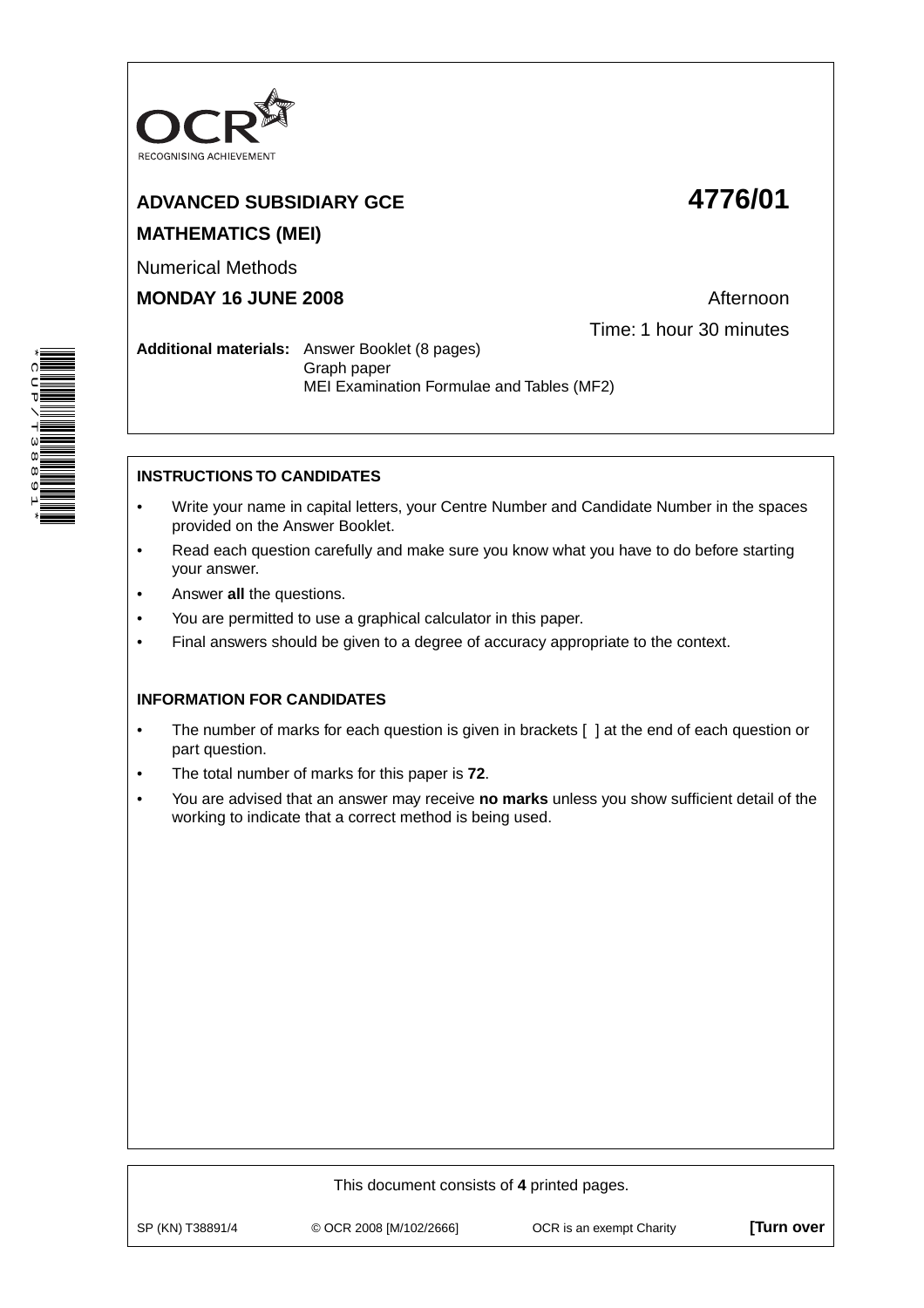OCR
RECOGNISING ACHIEVEMENT

# ADVANCED SUBSIDIARY GCE 4776/01

## MATHEMATICS (MEI)

Numerical Methods

**MONDAY 16 JUNE 2008** Afternoon

Time: 1 hour 30 minutes

**Additional materials:** Answer Booklet (8 pages)
Graph paper
MEI Examination Formulae and Tables (MF2)

*CUP/T38891*

**INSTRUCTIONS TO CANDIDATES**

- Write your name in capital letters, your Centre Number and Candidate Number in the spaces provided on the Answer Booklet.
- Read each question carefully and make sure you know what you have to do before starting your answer.
- Answer **all** the questions.
- You are permitted to use a graphical calculator in this paper.
- Final answers should be given to a degree of accuracy appropriate to the context.

**INFORMATION FOR CANDIDATES**

- The number of marks for each question is given in brackets [ ] at the end of each question or part question.
- The total number of marks for this paper is **72**.
- You are advised that an answer may receive **no marks** unless you show sufficient detail of the working to indicate that a correct method is being used.

This document consists of **4** printed pages.

SP (KN) T38891/4 © OCR 2008 [M/102/2666] OCR is an exempt Charity **[Turn over**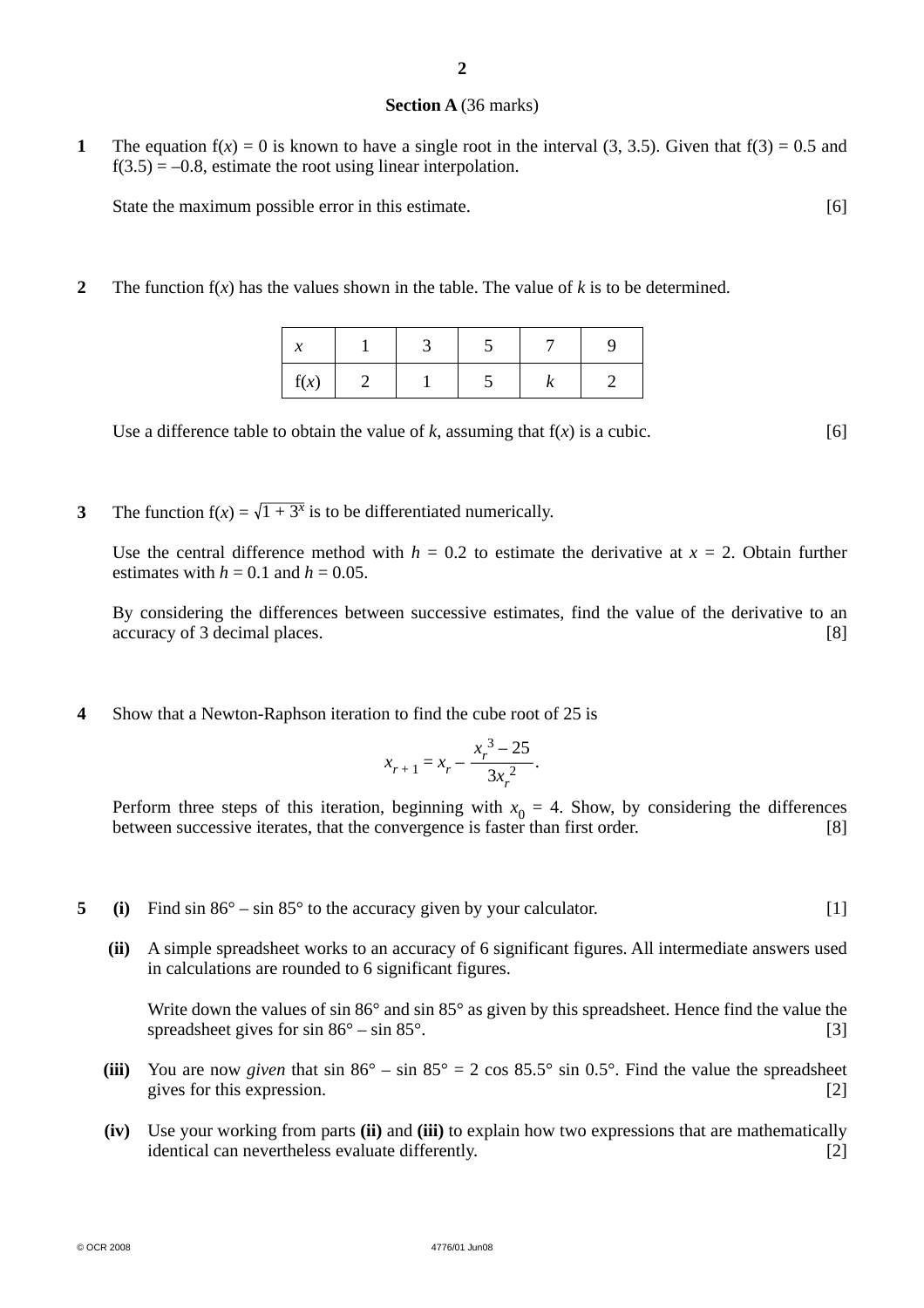## Section A (36 marks)

**1** The equation $f(x) = 0$ is known to have a single root in the interval (3, 3.5). Given that $f(3) = 0.5$ and $f(3.5) = –0.8$, estimate the root using linear interpolation.

State the maximum possible error in this estimate. [6]

**2** The function $f(x)$ has the values shown in the table. The value of $k$ is to be determined.

| $x$ | 1 | 3 | 5 | 7 | 9 |
|---|---|---|---|---|---|
| $f(x)$ | 2 | 1 | 5 | $k$ | 2 |

Use a difference table to obtain the value of $k$, assuming that $f(x)$ is a cubic. [6]

**3** The function $f(x) = \sqrt{1 + 3^x}$ is to be differentiated numerically.

Use the central difference method with $h = 0.2$ to estimate the derivative at $x = 2$. Obtain further estimates with $h = 0.1$ and $h = 0.05$.

By considering the differences between successive estimates, find the value of the derivative to an accuracy of 3 decimal places. [8]

**4** Show that a Newton-Raphson iteration to find the cube root of 25 is

$$x_{r+1} = x_r - \frac{x_r^3 - 25}{3x_r^2}.$$

Perform three steps of this iteration, beginning with $x_0 = 4$. Show, by considering the differences between successive iterates, that the convergence is faster than first order. [8]

**5** **(i)** Find sin 86° – sin 85° to the accuracy given by your calculator. [1]

**(ii)** A simple spreadsheet works to an accuracy of 6 significant figures. All intermediate answers used in calculations are rounded to 6 significant figures.

Write down the values of sin 86° and sin 85° as given by this spreadsheet. Hence find the value the spreadsheet gives for sin 86° – sin 85°. [3]

**(iii)** You are now *given* that sin 86° – sin 85° = 2 cos 85.5° sin 0.5°. Find the value the spreadsheet gives for this expression. [2]

**(iv)** Use your working from parts **(ii)** and **(iii)** to explain how two expressions that are mathematically identical can nevertheless evaluate differently. [2]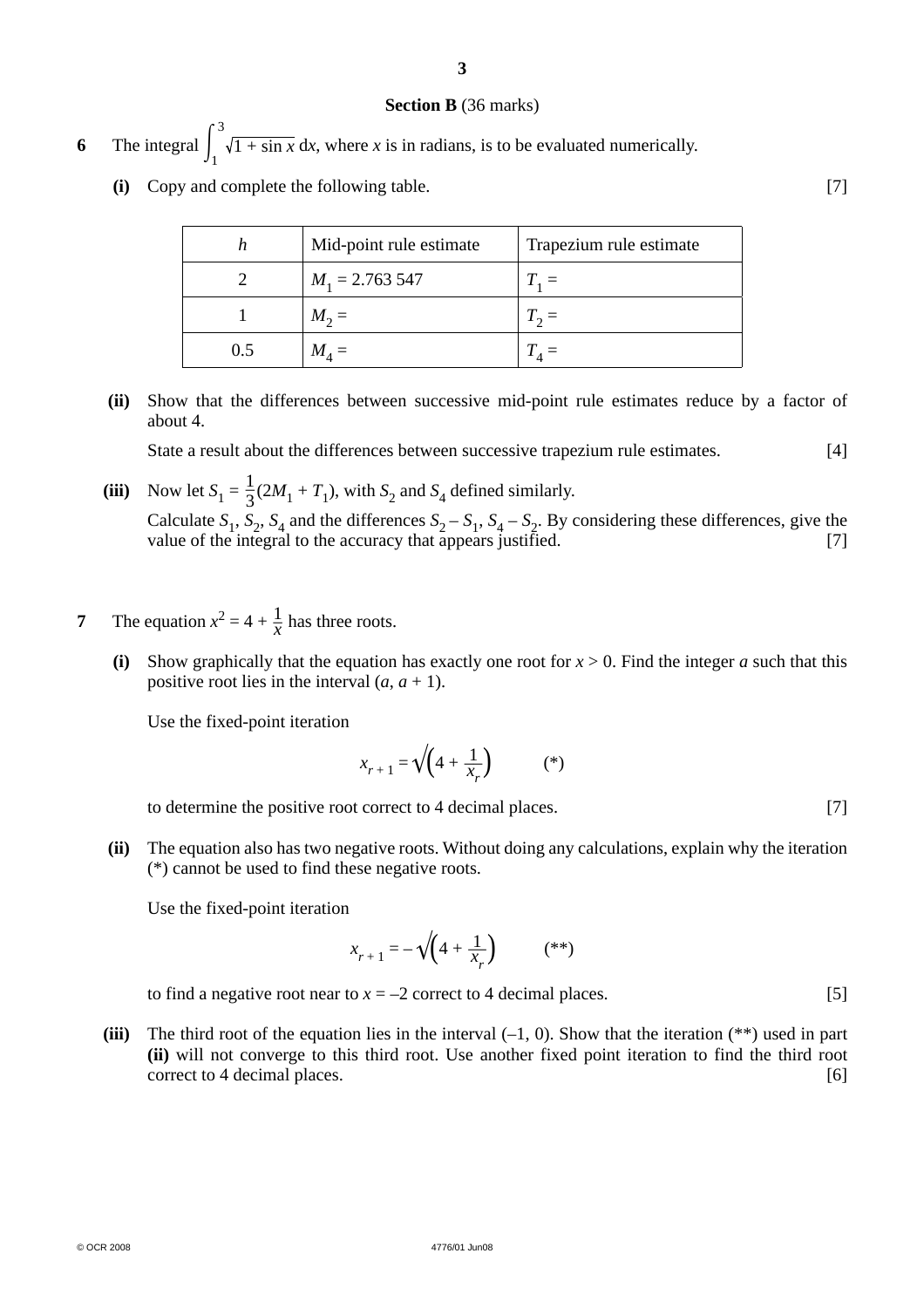## Section B (36 marks)

**6** The integral $\int_1^3 \sqrt{1 + \sin x}\, dx$, where $x$ is in radians, is to be evaluated numerically.

**(i)** Copy and complete the following table. [7]

| $h$ | Mid-point rule estimate | Trapezium rule estimate |
|---|---|---|
| 2 | $M_1 = 2.763\,547$ | $T_1 =$ |
| 1 | $M_2 =$ | $T_2 =$ |
| 0.5 | $M_4 =$ | $T_4 =$ |

**(ii)** Show that the differences between successive mid-point rule estimates reduce by a factor of about 4.

State a result about the differences between successive trapezium rule estimates. [4]

**(iii)** Now let $S_1 = \frac{1}{3}(2M_1 + T_1)$, with $S_2$ and $S_4$ defined similarly.

Calculate $S_1$, $S_2$, $S_4$ and the differences $S_2 - S_1$, $S_4 - S_2$. By considering these differences, give the value of the integral to the accuracy that appears justified. [7]

**7** The equation $x^2 = 4 + \frac{1}{x}$ has three roots.

**(i)** Show graphically that the equation has exactly one root for $x > 0$. Find the integer $a$ such that this positive root lies in the interval $(a, a + 1)$.

Use the fixed-point iteration

$$x_{r+1} = \sqrt{\left(4 + \frac{1}{x_r}\right)} \qquad (*)$$

to determine the positive root correct to 4 decimal places. [7]

**(ii)** The equation also has two negative roots. Without doing any calculations, explain why the iteration (*) cannot be used to find these negative roots.

Use the fixed-point iteration

$$x_{r+1} = -\sqrt{\left(4 + \frac{1}{x_r}\right)} \qquad (**)$$

to find a negative root near to $x = -2$ correct to 4 decimal places. [5]

**(iii)** The third root of the equation lies in the interval $(-1, 0)$. Show that the iteration (**) used in part **(ii)** will not converge to this third root. Use another fixed point iteration to find the third root correct to 4 decimal places. [6]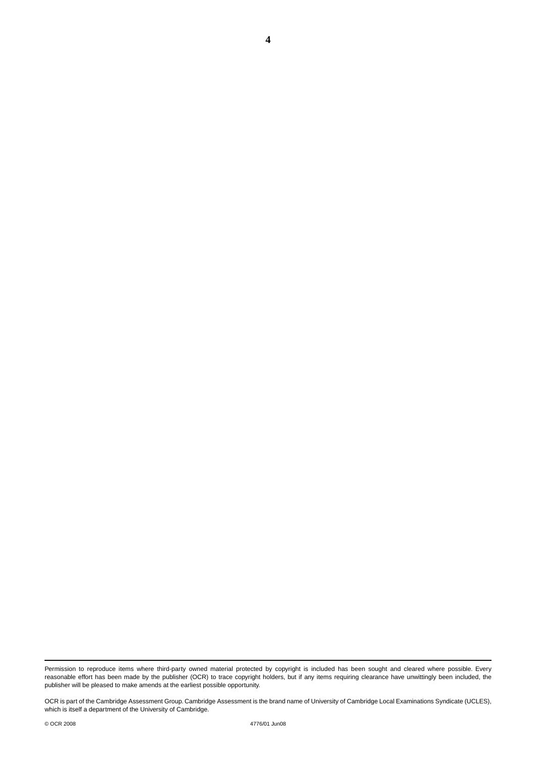Permission to reproduce items where third-party owned material protected by copyright is included has been sought and cleared where possible. Every reasonable effort has been made by the publisher (OCR) to trace copyright holders, but if any items requiring clearance have unwittingly been included, the publisher will be pleased to make amends at the earliest possible opportunity.

OCR is part of the Cambridge Assessment Group. Cambridge Assessment is the brand name of University of Cambridge Local Examinations Syndicate (UCLES), which is itself a department of the University of Cambridge.